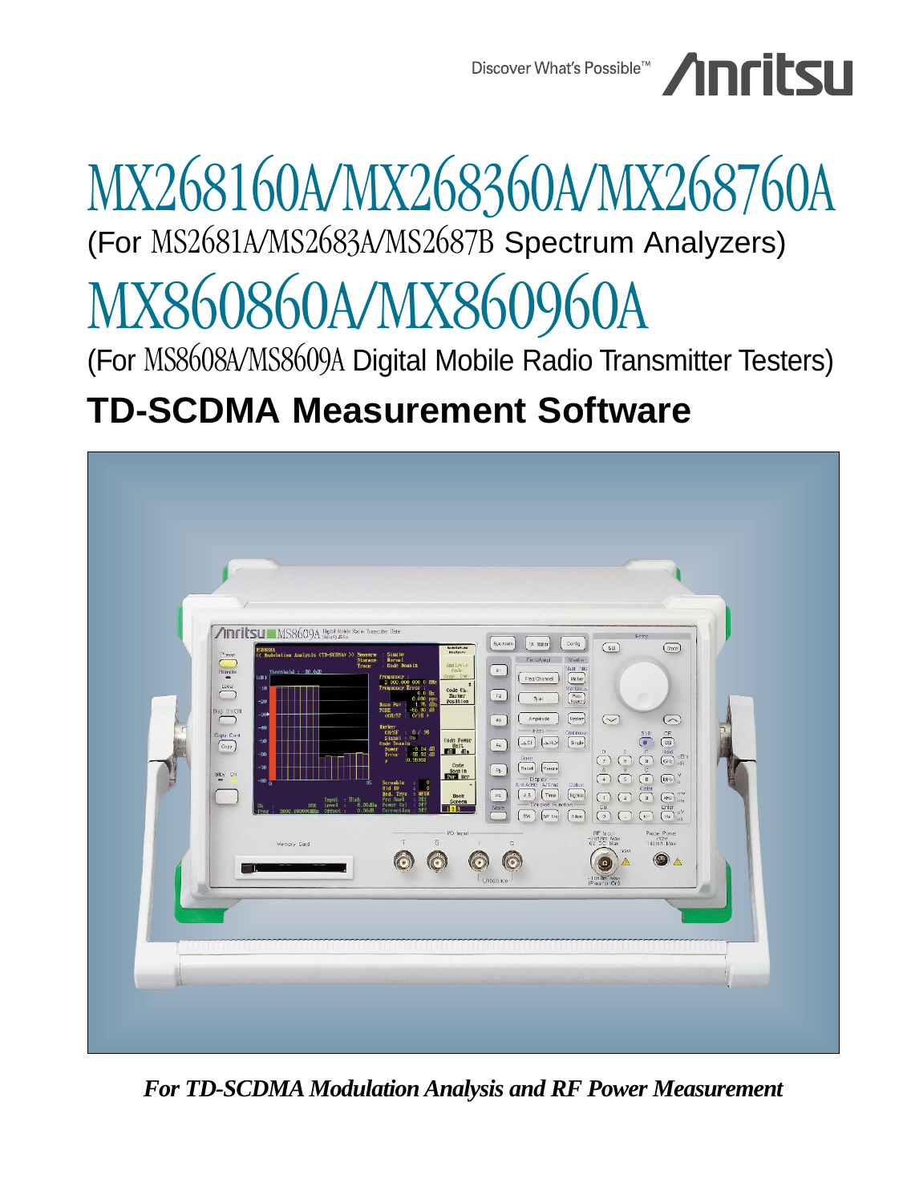Discover What's Possible™ Anritsu

# MX268160A/MX268360A/MX268760A

(For MS2681A/MS2683A/MS2687B Spectrum Analyzers)

# MX860860A/MX860960A

(For MS8608A/MS8609A Digital Mobile Radio Transmitter Testers)

## TD-SCDMA Measurement Software

*For TD-SCDMA Modulation Analysis and RF Power Measurement*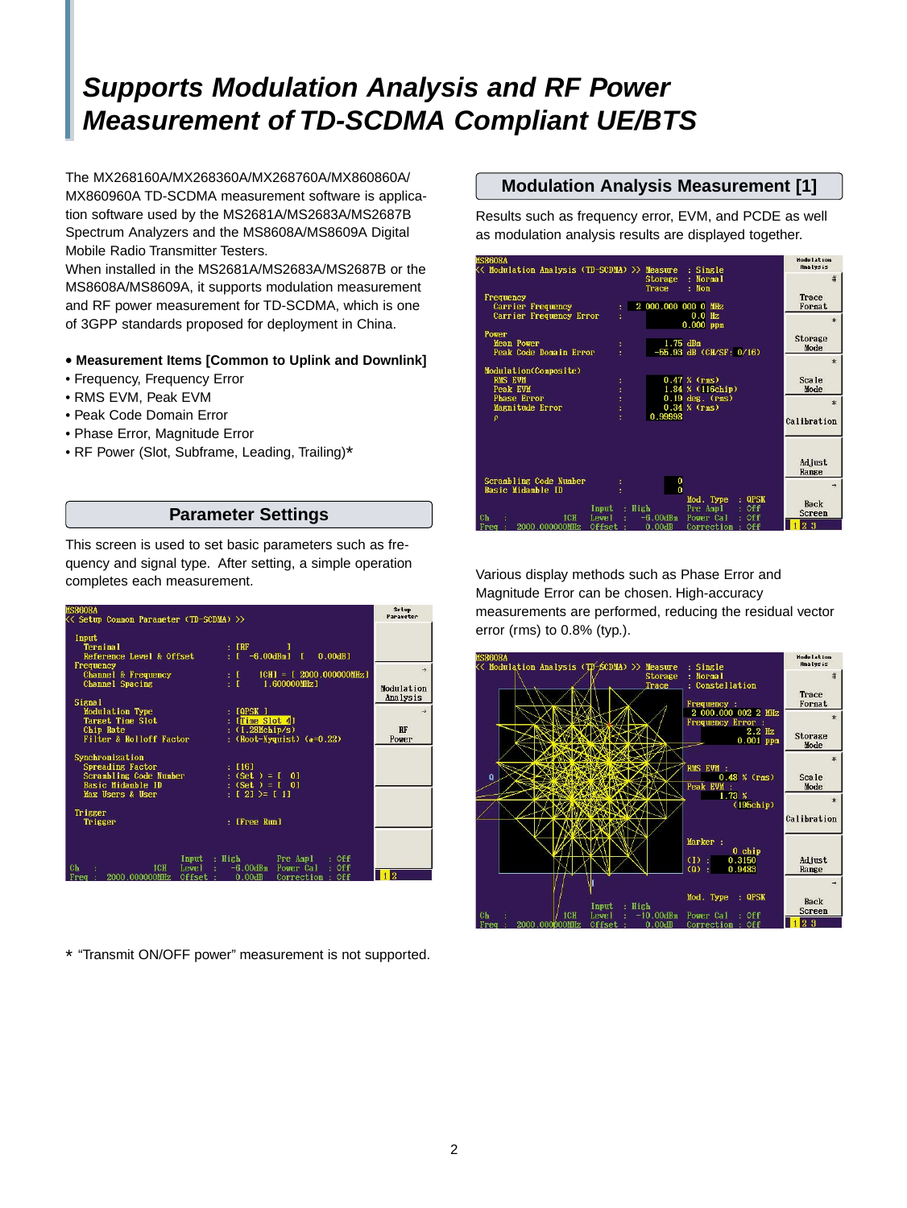# Supports Modulation Analysis and RF Power Measurement of TD-SCDMA Compliant UE/BTS

The MX268160A/MX268360A/MX268760A/MX860860A/MX860960A TD-SCDMA measurement software is application software used by the MS2681A/MS2683A/MS2687B Spectrum Analyzers and the MS8608A/MS8609A Digital Mobile Radio Transmitter Testers.
When installed in the MS2681A/MS2683A/MS2687B or the MS8608A/MS8609A, it supports modulation measurement and RF power measurement for TD-SCDMA, which is one of 3GPP standards proposed for deployment in China.

- **Measurement Items [Common to Uplink and Downlink]**
- Frequency, Frequency Error
- RMS EVM, Peak EVM
- Peak Code Domain Error
- Phase Error, Magnitude Error
- RF Power (Slot, Subframe, Leading, Trailing)*

## Parameter Settings

This screen is used to set basic parameters such as frequency and signal type. After setting, a simple operation completes each measurement.

\* "Transmit ON/OFF power" measurement is not supported.

## Modulation Analysis Measurement [1]

Results such as frequency error, EVM, and PCDE as well as modulation analysis results are displayed together.

Various display methods such as Phase Error and Magnitude Error can be chosen. High-accuracy measurements are performed, reducing the residual vector error (rms) to 0.8% (typ.).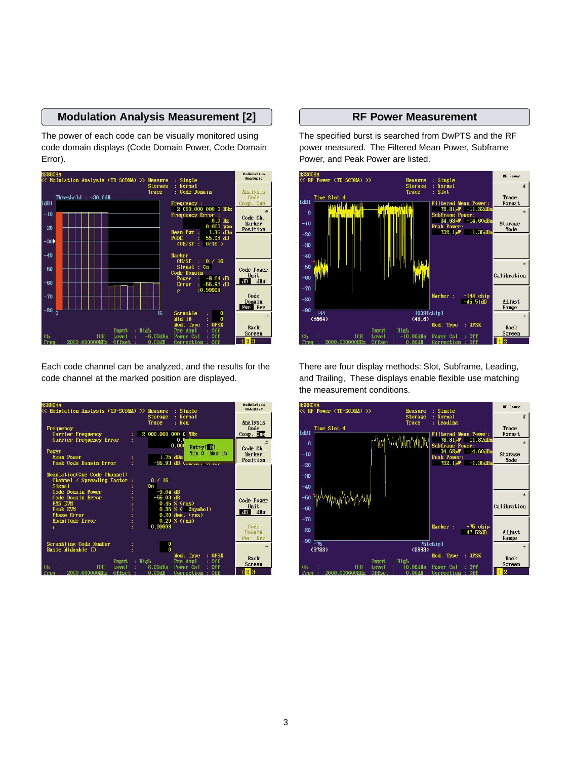## Modulation Analysis Measurement [2]

The power of each code can be visually monitored using code domain displays (Code Domain Power, Code Domain Error).

Each code channel can be analyzed, and the results for the code channel at the marked position are displayed.

## RF Power Measurement

The specified burst is searched from DwPTS and the RF power measured. The Filtered Mean Power, Subframe Power, and Peak Power are listed.

There are four display methods: Slot, Subframe, Leading, and Trailing, These displays enable flexible use matching the measurement conditions.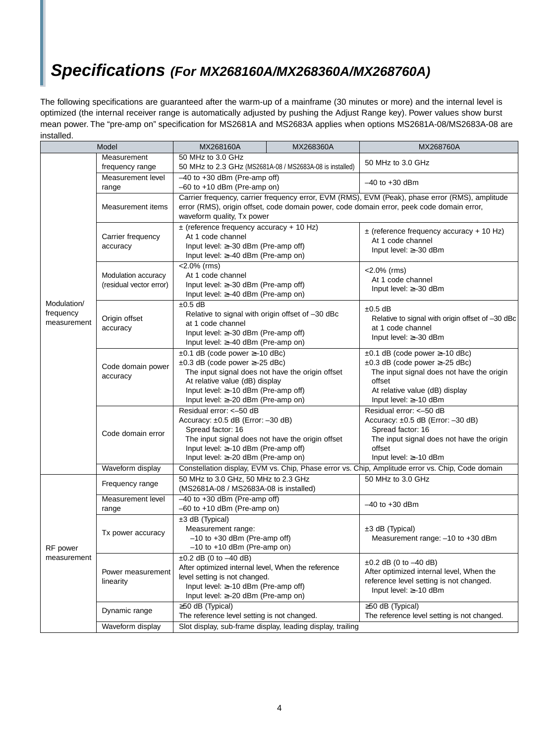## *Specifications (For MX268160A/MX268360A/MX268760A)*

The following specifications are guaranteed after the warm-up of a mainframe (30 minutes or more) and the internal level is optimized (the internal receiver range is automatically adjusted by pushing the Adjust Range key). Power values show burst mean power. The "pre-amp on" specification for MS2681A and MS2683A applies when options MS2681A-08/MS2683A-08 are installed.

| Model | | MX268160A | MX268360A | MX268760A |
|---|---|---|---|---|
| Modulation/ frequency measurement | Measurement frequency range | 50 MHz to 3.0 GHz<br>50 MHz to 2.3 GHz (MS2681A-08 / MS2683A-08 is installed) | | 50 MHz to 3.0 GHz |
| | Measurement level range | –40 to +30 dBm (Pre-amp off)<br>–60 to +10 dBm (Pre-amp on) | | –40 to +30 dBm |
| | Measurement items | Carrier frequency, carrier frequency error, EVM (RMS), EVM (Peak), phase error (RMS), amplitude error (RMS), origin offset, code domain power, code domain error, peek code domain error, waveform quality, Tx power | | |
| | Carrier frequency accuracy | ± (reference frequency accuracy + 10 Hz)<br>At 1 code channel<br>Input level: ≥–30 dBm (Pre-amp off)<br>Input level: ≥–40 dBm (Pre-amp on) | | ± (reference frequency accuracy + 10 Hz)<br>At 1 code channel<br>Input level: ≥–30 dBm |
| | Modulation accuracy (residual vector error) | <2.0% (rms)<br>At 1 code channel<br>Input level: ≥–30 dBm (Pre-amp off)<br>Input level: ≥–40 dBm (Pre-amp on) | | <2.0% (rms)<br>At 1 code channel<br>Input level: ≥–30 dBm |
| | Origin offset accuracy | ±0.5 dB<br>Relative to signal with origin offset of –30 dBc at 1 code channel<br>Input level: ≥–30 dBm (Pre-amp off)<br>Input level: ≥–40 dBm (Pre-amp on) | | ±0.5 dB<br>Relative to signal with origin offset of –30 dBc at 1 code channel<br>Input level: ≥–30 dBm |
| | Code domain power accuracy | ±0.1 dB (code power ≥–10 dBc)<br>±0.3 dB (code power ≥–25 dBc)<br>The input signal does not have the origin offset<br>At relative value (dB) display<br>Input level: ≥–10 dBm (Pre-amp off)<br>Input level: ≥–20 dBm (Pre-amp on) | | ±0.1 dB (code power ≥–10 dBc)<br>±0.3 dB (code power ≥–25 dBc)<br>The input signal does not have the origin offset<br>At relative value (dB) display<br>Input level: ≥–10 dBm |
| | Code domain error | Residual error: <–50 dB<br>Accuracy: ±0.5 dB (Error: –30 dB)<br>Spread factor: 16<br>The input signal does not have the origin offset<br>Input level: ≥–10 dBm (Pre-amp off)<br>Input level: ≥–20 dBm (Pre-amp on) | | Residual error: <–50 dB<br>Accuracy: ±0.5 dB (Error: –30 dB)<br>Spread factor: 16<br>The input signal does not have the origin offset<br>Input level: ≥–10 dBm |
| | Waveform display | Constellation display, EVM vs. Chip, Phase error vs. Chip, Amplitude error vs. Chip, Code domain | | |
| RF power measurement | Frequency range | 50 MHz to 3.0 GHz, 50 MHz to 2.3 GHz (MS2681A-08 / MS2683A-08 is installed) | | 50 MHz to 3.0 GHz |
| | Measurement level range | –40 to +30 dBm (Pre-amp off)<br>–60 to +10 dBm (Pre-amp on) | | –40 to +30 dBm |
| | Tx power accuracy | ±3 dB (Typical)<br>Measurement range:<br>–10 to +30 dBm (Pre-amp off)<br>–10 to +10 dBm (Pre-amp on) | | ±3 dB (Typical)<br>Measurement range: –10 to +30 dBm |
| | Power measurement linearity | ±0.2 dB (0 to –40 dB)<br>After optimized internal level, When the reference level setting is not changed.<br>Input level: ≥–10 dBm (Pre-amp off)<br>Input level: ≥–20 dBm (Pre-amp on) | | ±0.2 dB (0 to –40 dB)<br>After optimized internal level, When the reference level setting is not changed.<br>Input level: ≥–10 dBm |
| | Dynamic range | ≥50 dB (Typical)<br>The reference level setting is not changed. | | ≥50 dB (Typical)<br>The reference level setting is not changed. |
| | Waveform display | Slot display, sub-frame display, leading display, trailing | | |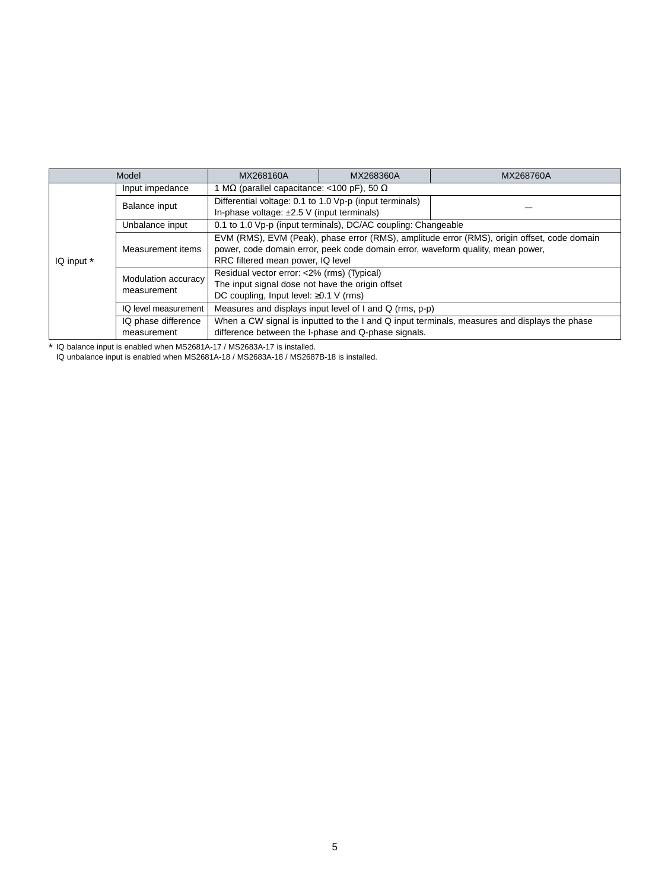| Model | | MX268160A | MX268360A | MX268760A |
|---|---|---|---|---|
| IQ input * | Input impedance | 1 MΩ (parallel capacitance: <100 pF), 50 Ω | | |
| | Balance input | Differential voltage: 0.1 to 1.0 Vp-p (input terminals)<br>In-phase voltage: ±2.5 V (input terminals) | | — |
| | Unbalance input | 0.1 to 1.0 Vp-p (input terminals), DC/AC coupling: Changeable | | |
| | Measurement items | EVM (RMS), EVM (Peak), phase error (RMS), amplitude error (RMS), origin offset, code domain power, code domain error, peek code domain error, waveform quality, mean power,<br>RRC filtered mean power, IQ level | | |
| | Modulation accuracy measurement | Residual vector error: <2% (rms) (Typical)<br>The input signal dose not have the origin offset<br>DC coupling, Input level: ≥0.1 V (rms) | | |
| | IQ level measurement | Measures and displays input level of I and Q (rms, p-p) | | |
| | IQ phase difference measurement | When a CW signal is inputted to the I and Q input terminals, measures and displays the phase difference between the I-phase and Q-phase signals. | | |

* IQ balance input is enabled when MS2681A-17 / MS2683A-17 is installed.
IQ unbalance input is enabled when MS2681A-18 / MS2683A-18 / MS2687B-18 is installed.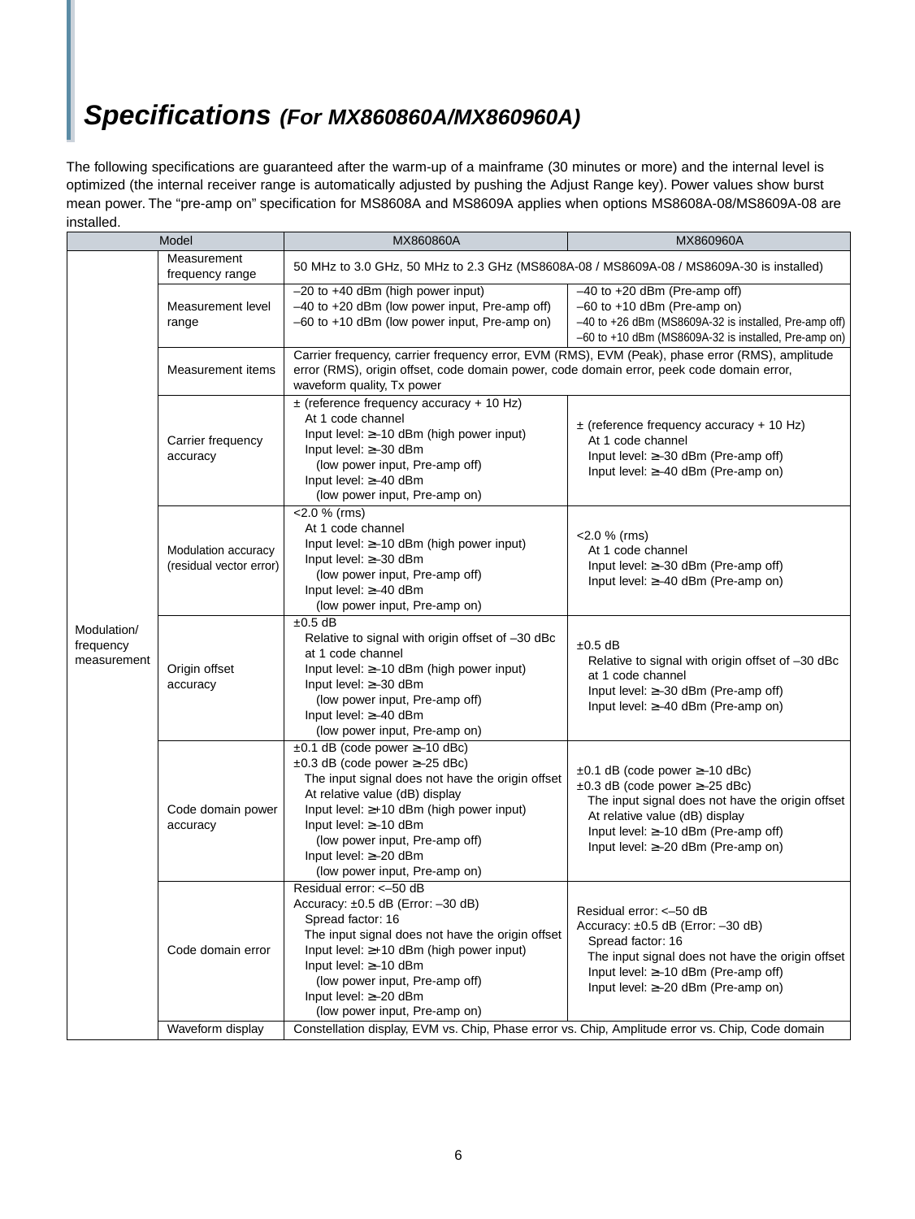# *Specifications (For MX860860A/MX860960A)*

The following specifications are guaranteed after the warm-up of a mainframe (30 minutes or more) and the internal level is optimized (the internal receiver range is automatically adjusted by pushing the Adjust Range key). Power values show burst mean power. The “pre-amp on” specification for MS8608A and MS8609A applies when options MS8608A-08/MS8609A-08 are installed.

| Model | | MX860860A | MX860960A |
|---|---|---|---|
| Modulation/ frequency measurement | Measurement frequency range | 50 MHz to 3.0 GHz, 50 MHz to 2.3 GHz (MS8608A-08 / MS8609A-08 / MS8609A-30 is installed) | |
| | Measurement level range | –20 to +40 dBm (high power input)<br>–40 to +20 dBm (low power input, Pre-amp off)<br>–60 to +10 dBm (low power input, Pre-amp on) | –40 to +20 dBm (Pre-amp off)<br>–60 to +10 dBm (Pre-amp on)<br>–40 to +26 dBm (MS8609A-32 is installed, Pre-amp off)<br>–60 to +10 dBm (MS8609A-32 is installed, Pre-amp on) |
| | Measurement items | Carrier frequency, carrier frequency error, EVM (RMS), EVM (Peak), phase error (RMS), amplitude error (RMS), origin offset, code domain power, code domain error, peek code domain error, waveform quality, Tx power | |
| | Carrier frequency accuracy | ± (reference frequency accuracy + 10 Hz)<br>At 1 code channel<br>Input level: ≥–10 dBm (high power input)<br>Input level: ≥–30 dBm<br>(low power input, Pre-amp off)<br>Input level: ≥–40 dBm<br>(low power input, Pre-amp on) | ± (reference frequency accuracy + 10 Hz)<br>At 1 code channel<br>Input level: ≥–30 dBm (Pre-amp off)<br>Input level: ≥–40 dBm (Pre-amp on) |
| | Modulation accuracy (residual vector error) | <2.0 % (rms)<br>At 1 code channel<br>Input level: ≥–10 dBm (high power input)<br>Input level: ≥–30 dBm<br>(low power input, Pre-amp off)<br>Input level: ≥–40 dBm<br>(low power input, Pre-amp on) | <2.0 % (rms)<br>At 1 code channel<br>Input level: ≥–30 dBm (Pre-amp off)<br>Input level: ≥–40 dBm (Pre-amp on) |
| | Origin offset accuracy | ±0.5 dB<br>Relative to signal with origin offset of –30 dBc at 1 code channel<br>Input level: ≥–10 dBm (high power input)<br>Input level: ≥–30 dBm<br>(low power input, Pre-amp off)<br>Input level: ≥–40 dBm<br>(low power input, Pre-amp on) | ±0.5 dB<br>Relative to signal with origin offset of –30 dBc at 1 code channel<br>Input level: ≥–30 dBm (Pre-amp off)<br>Input level: ≥–40 dBm (Pre-amp on) |
| | Code domain power accuracy | ±0.1 dB (code power ≥–10 dBc)<br>±0.3 dB (code power ≥–25 dBc)<br>The input signal does not have the origin offset<br>At relative value (dB) display<br>Input level: ≥+10 dBm (high power input)<br>Input level: ≥–10 dBm<br>(low power input, Pre-amp off)<br>Input level: ≥–20 dBm<br>(low power input, Pre-amp on) | ±0.1 dB (code power ≥–10 dBc)<br>±0.3 dB (code power ≥–25 dBc)<br>The input signal does not have the origin offset<br>At relative value (dB) display<br>Input level: ≥–10 dBm (Pre-amp off)<br>Input level: ≥–20 dBm (Pre-amp on) |
| | Code domain error | Residual error: <–50 dB<br>Accuracy: ±0.5 dB (Error: –30 dB)<br>Spread factor: 16<br>The input signal does not have the origin offset<br>Input level: ≥+10 dBm (high power input)<br>Input level: ≥–10 dBm<br>(low power input, Pre-amp off)<br>Input level: ≥–20 dBm<br>(low power input, Pre-amp on) | Residual error: <–50 dB<br>Accuracy: ±0.5 dB (Error: –30 dB)<br>Spread factor: 16<br>The input signal does not have the origin offset<br>Input level: ≥–10 dBm (Pre-amp off)<br>Input level: ≥–20 dBm (Pre-amp on) |
| | Waveform display | Constellation display, EVM vs. Chip, Phase error vs. Chip, Amplitude error vs. Chip, Code domain | |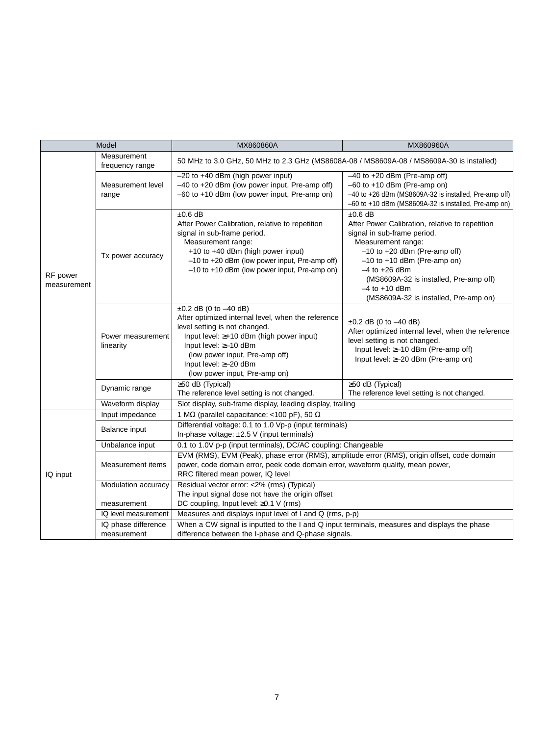| Model | | MX860860A | MX860960A |
|---|---|---|---|
| RF power measurement | Measurement frequency range | 50 MHz to 3.0 GHz, 50 MHz to 2.3 GHz (MS8608A-08 / MS8609A-08 / MS8609A-30 is installed) | |
| | Measurement level range | –20 to +40 dBm (high power input)<br>–40 to +20 dBm (low power input, Pre-amp off)<br>–60 to +10 dBm (low power input, Pre-amp on) | –40 to +20 dBm (Pre-amp off)<br>–60 to +10 dBm (Pre-amp on)<br>–40 to +26 dBm (MS8609A-32 is installed, Pre-amp off)<br>–60 to +10 dBm (MS8609A-32 is installed, Pre-amp on) |
| | Tx power accuracy | ±0.6 dB<br>After Power Calibration, relative to repetition signal in sub-frame period.<br>Measurement range:<br>+10 to +40 dBm (high power input)<br>–10 to +20 dBm (low power input, Pre-amp off)<br>–10 to +10 dBm (low power input, Pre-amp on) | ±0.6 dB<br>After Power Calibration, relative to repetition signal in sub-frame period.<br>Measurement range:<br>–10 to +20 dBm (Pre-amp off)<br>–10 to +10 dBm (Pre-amp on)<br>–4 to +26 dBm<br>(MS8609A-32 is installed, Pre-amp off)<br>–4 to +10 dBm<br>(MS8609A-32 is installed, Pre-amp on) |
| | Power measurement linearity | ±0.2 dB (0 to –40 dB)<br>After optimized internal level, when the reference level setting is not changed.<br>Input level: ≥+10 dBm (high power input)<br>Input level: ≥–10 dBm<br>(low power input, Pre-amp off)<br>Input level: ≥–20 dBm<br>(low power input, Pre-amp on) | ±0.2 dB (0 to –40 dB)<br>After optimized internal level, when the reference level setting is not changed.<br>Input level: ≥–10 dBm (Pre-amp off)<br>Input level: ≥–20 dBm (Pre-amp on) |
| | Dynamic range | ≥50 dB (Typical)<br>The reference level setting is not changed. | ≥50 dB (Typical)<br>The reference level setting is not changed. |
| | Waveform display | Slot display, sub-frame display, leading display, trailing | |
| IQ input | Input impedance | 1 MΩ (parallel capacitance: <100 pF), 50 Ω | |
| | Balance input | Differential voltage: 0.1 to 1.0 Vp-p (input terminals)<br>In-phase voltage: ±2.5 V (input terminals) | |
| | Unbalance input | 0.1 to 1.0V p-p (input terminals), DC/AC coupling: Changeable | |
| | Measurement items | EVM (RMS), EVM (Peak), phase error (RMS), amplitude error (RMS), origin offset, code domain power, code domain error, peek code domain error, waveform quality, mean power,<br>RRC filtered mean power, IQ level | |
| | Modulation accuracy measurement | Residual vector error: <2% (rms) (Typical)<br>The input signal dose not have the origin offset<br>DC coupling, Input level: ≥0.1 V (rms) | |
| | IQ level measurement | Measures and displays input level of I and Q (rms, p-p) | |
| | IQ phase difference measurement | When a CW signal is inputted to the I and Q input terminals, measures and displays the phase difference between the I-phase and Q-phase signals. | |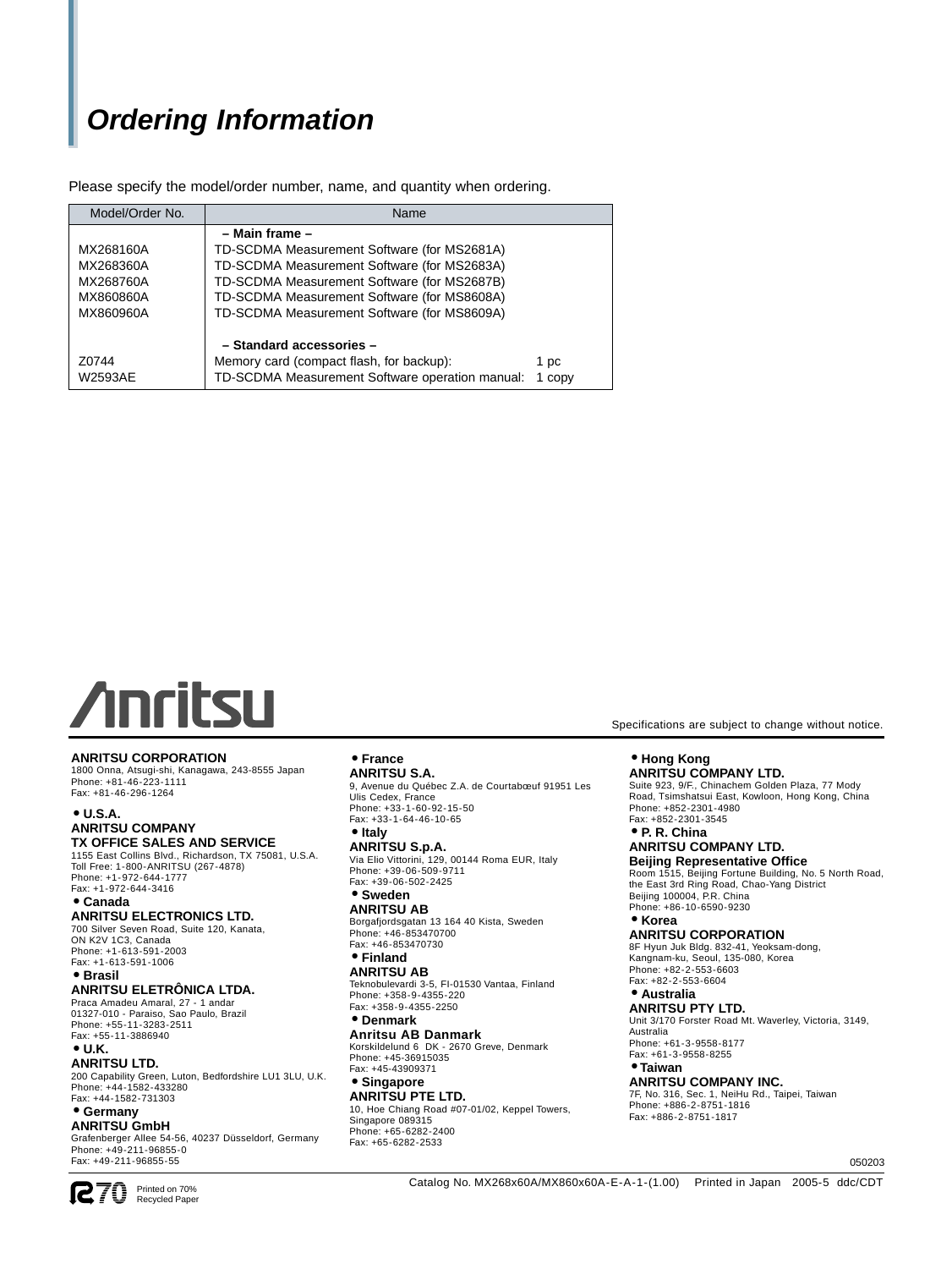# Ordering Information

Please specify the model/order number, name, and quantity when ordering.

| Model/Order No. | Name | |
|---|---|---|
| | **– Main frame –** | |
| MX268160A | TD-SCDMA Measurement Software (for MS2681A) | |
| MX268360A | TD-SCDMA Measurement Software (for MS2683A) | |
| MX268760A | TD-SCDMA Measurement Software (for MS2687B) | |
| MX860860A | TD-SCDMA Measurement Software (for MS8608A) | |
| MX860960A | TD-SCDMA Measurement Software (for MS8609A) | |
| | **– Standard accessories –** | |
| Z0744 | Memory card (compact flash, for backup): | 1 pc |
| W2593AE | TD-SCDMA Measurement Software operation manual: | 1 copy |

Anritsu

Specifications are subject to change without notice.

**ANRITSU CORPORATION**
1800 Onna, Atsugi-shi, Kanagawa, 243-8555 Japan
Phone: +81-46-223-1111
Fax: +81-46-296-1264

**• U.S.A.**
**ANRITSU COMPANY**
**TX OFFICE SALES AND SERVICE**
1155 East Collins Blvd., Richardson, TX 75081, U.S.A.
Toll Free: 1-800-ANRITSU (267-4878)
Phone: +1-972-644-1777
Fax: +1-972-644-3416

**• Canada**
**ANRITSU ELECTRONICS LTD.**
700 Silver Seven Road, Suite 120, Kanata, ON K2V 1C3, Canada
Phone: +1-613-591-2003
Fax: +1-613-591-1006

**• Brasil**
**ANRITSU ELETRÔNICA LTDA.**
Praca Amadeu Amaral, 27 - 1 andar
01327-010 - Paraiso, Sao Paulo, Brazil
Phone: +55-11-3283-2511
Fax: +55-11-3886940

**• U.K.**
**ANRITSU LTD.**
200 Capability Green, Luton, Bedfordshire LU1 3LU, U.K.
Phone: +44-1582-433280
Fax: +44-1582-731303

**• Germany**
**ANRITSU GmbH**
Grafenberger Allee 54-56, 40237 Düsseldorf, Germany
Phone: +49-211-96855-0
Fax: +49-211-96855-55

**• France**
**ANRITSU S.A.**
9, Avenue du Québec Z.A. de Courtabœuf 91951 Les Ulis Cedex, France
Phone: +33-1-60-92-15-50
Fax: +33-1-64-46-10-65

**• Italy**
**ANRITSU S.p.A.**
Via Elio Vittorini, 129, 00144 Roma EUR, Italy
Phone: +39-06-509-9711
Fax: +39-06-502-2425

**• Sweden**
**ANRITSU AB**
Borgafjordsgatan 13 164 40 Kista, Sweden
Phone: +46-853470700
Fax: +46-853470730

**• Finland**
**ANRITSU AB**
Teknobulevardi 3-5, FI-01530 Vantaa, Finland
Phone: +358-9-4355-220
Fax: +358-9-4355-2250

**• Denmark**
**Anritsu AB Danmark**
Korskildelund 6 DK - 2670 Greve, Denmark
Phone: +45-36915035
Fax: +45-43909371

**• Singapore**
**ANRITSU PTE LTD.**
10, Hoe Chiang Road #07-01/02, Keppel Towers, Singapore 089315
Phone: +65-6282-2400
Fax: +65-6282-2533

**• Hong Kong**
**ANRITSU COMPANY LTD.**
Suite 923, 9/F., Chinachem Golden Plaza, 77 Mody Road, Tsimshatsui East, Kowloon, Hong Kong, China
Phone: +852-2301-4980
Fax: +852-2301-3545

**• P. R. China**
**ANRITSU COMPANY LTD.**
**Beijing Representative Office**
Room 1515, Beijing Fortune Building, No. 5 North Road, the East 3rd Ring Road, Chao-Yang District
Beijing 100004, P.R. China
Phone: +86-10-6590-9230

**• Korea**
**ANRITSU CORPORATION**
8F Hyun Juk Bldg. 832-41, Yeoksam-dong, Kangnam-ku, Seoul, 135-080, Korea
Phone: +82-2-553-6603
Fax: +82-2-553-6604

**• Australia**
**ANRITSU PTY LTD.**
Unit 3/170 Forster Road Mt. Waverley, Victoria, 3149, Australia
Phone: +61-3-9558-8177
Fax: +61-3-9558-8255

**• Taiwan**
**ANRITSU COMPANY INC.**
7F, No. 316, Sec. 1, NeiHu Rd., Taipei, Taiwan
Phone: +886-2-8751-1816
Fax: +886-2-8751-1817

050203

R70 Printed on 70% Recycled Paper

Catalog No. MX268x60A/MX860x60A-E-A-1-(1.00) Printed in Japan 2005-5 ddc/CDT